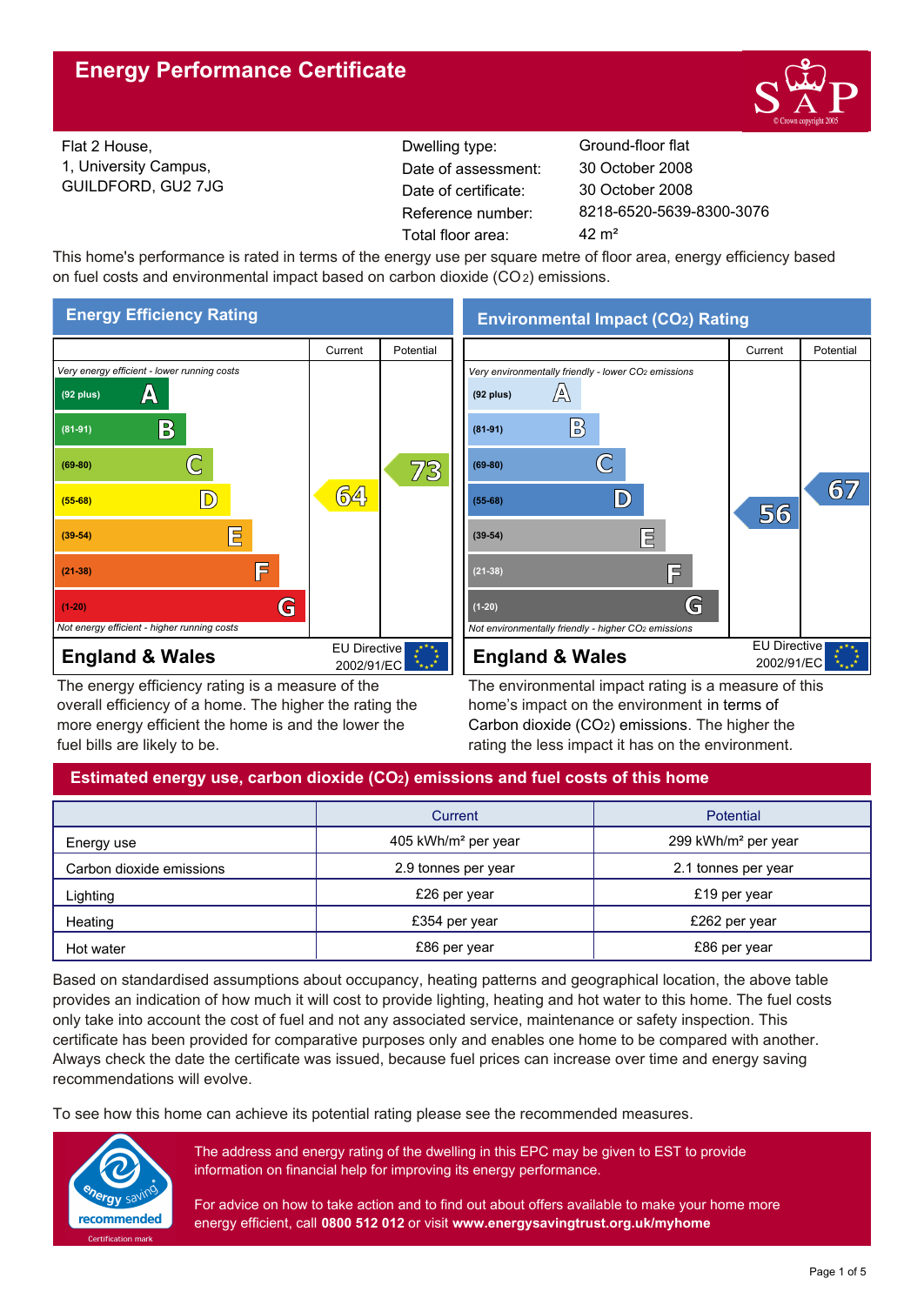# Energy Performance Certificate

Flat 2 House,
1, University Campus,
GUILDFORD, GU2 7JG

| | |
|---|---|
| Dwelling type: | Ground-floor flat |
| Date of assessment: | 30 October 2008 |
| Date of certificate: | 30 October 2008 |
| Reference number: | 8218-6520-5639-8300-3076 |
| Total floor area: | 42 m² |

This home's performance is rated in terms of the energy use per square metre of floor area, energy efficiency based on fuel costs and environmental impact based on carbon dioxide ($CO_2$) emissions.

## Energy Efficiency Rating

| Rating | Current | Potential |
|---|---|---|
| *Very energy efficient - lower running costs* | | |
| (92 plus) A | | |
| (81-91) B | | |
| (69-80) C | | 73 |
| (55-68) D | 64 | |
| (39-54) E | | |
| (21-38) F | | |
| (1-20) G | | |
| *Not energy efficient - higher running costs* | | |

**England & Wales** — EU Directive 2002/91/EC

The energy efficiency rating is a measure of the overall efficiency of a home. The higher the rating the more energy efficient the home is and the lower the fuel bills are likely to be.

## Environmental Impact ($CO_2$) Rating

| Rating | Current | Potential |
|---|---|---|
| *Very environmentally friendly - lower $CO_2$ emissions* | | |
| (92 plus) A | | |
| (81-91) B | | |
| (69-80) C | | |
| (55-68) D | 56 | 67 |
| (39-54) E | | |
| (21-38) F | | |
| (1-20) G | | |
| *Not environmentally friendly - higher $CO_2$ emissions* | | |

**England & Wales** — EU Directive 2002/91/EC

The environmental impact rating is a measure of this home's impact on the environment in terms of Carbon dioxide ($CO_2$) emissions. The higher the rating the less impact it has on the environment.

## Estimated energy use, carbon dioxide ($CO_2$) emissions and fuel costs of this home

| | Current | Potential |
|---|---|---|
| Energy use | 405 kWh/m² per year | 299 kWh/m² per year |
| Carbon dioxide emissions | 2.9 tonnes per year | 2.1 tonnes per year |
| Lighting | £26 per year | £19 per year |
| Heating | £354 per year | £262 per year |
| Hot water | £86 per year | £86 per year |

Based on standardised assumptions about occupancy, heating patterns and geographical location, the above table provides an indication of how much it will cost to provide lighting, heating and hot water to this home. The fuel costs only take into account the cost of fuel and not any associated service, maintenance or safety inspection. This certificate has been provided for comparative purposes only and enables one home to be compared with another. Always check the date the certificate was issued, because fuel prices can increase over time and energy saving recommendations will evolve.

To see how this home can achieve its potential rating please see the recommended measures.

energy saving recommended — Certification mark

The address and energy rating of the dwelling in this EPC may be given to EST to provide information on financial help for improving its energy performance.

For advice on how to take action and to find out about offers available to make your home more energy efficient, call **0800 512 012** or visit **www.energysavingtrust.org.uk/myhome**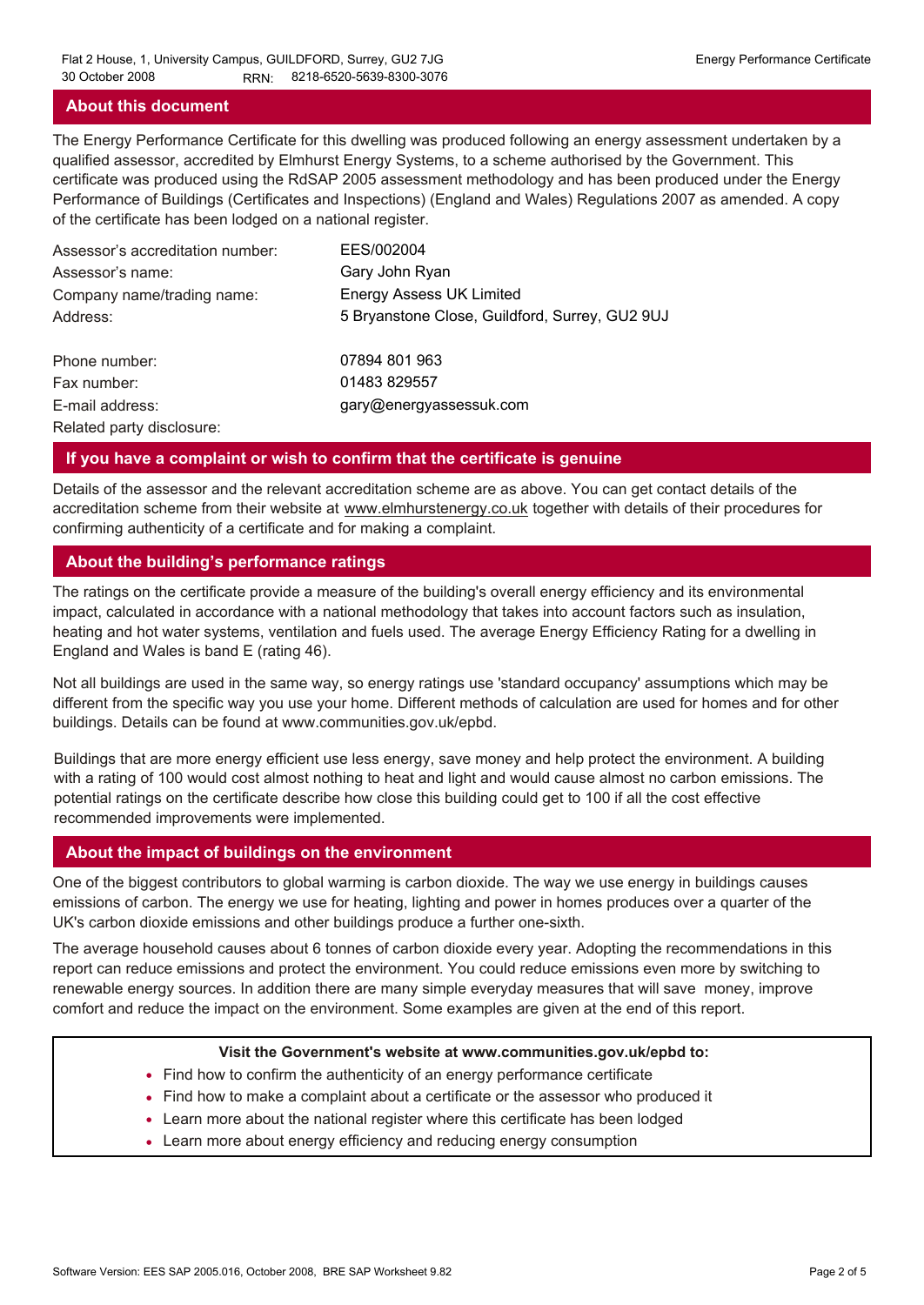## About this document

The Energy Performance Certificate for this dwelling was produced following an energy assessment undertaken by a qualified assessor, accredited by Elmhurst Energy Systems, to a scheme authorised by the Government. This certificate was produced using the RdSAP 2005 assessment methodology and has been produced under the Energy Performance of Buildings (Certificates and Inspections) (England and Wales) Regulations 2007 as amended. A copy of the certificate has been lodged on a national register.

| | |
|---|---|
| Assessor's accreditation number: | EES/002004 |
| Assessor's name: | Gary John Ryan |
| Company name/trading name: | Energy Assess UK Limited |
| Address: | 5 Bryanstone Close, Guildford, Surrey, GU2 9UJ |
| Phone number: | 07894 801 963 |
| Fax number: | 01483 829557 |
| E-mail address: | gary@energyassessuk.com |
| Related party disclosure: | |

## If you have a complaint or wish to confirm that the certificate is genuine

Details of the assessor and the relevant accreditation scheme are as above. You can get contact details of the accreditation scheme from their website at www.elmhurstenergy.co.uk together with details of their procedures for confirming authenticity of a certificate and for making a complaint.

## About the building's performance ratings

The ratings on the certificate provide a measure of the building's overall energy efficiency and its environmental impact, calculated in accordance with a national methodology that takes into account factors such as insulation, heating and hot water systems, ventilation and fuels used. The average Energy Efficiency Rating for a dwelling in England and Wales is band E (rating 46).

Not all buildings are used in the same way, so energy ratings use 'standard occupancy' assumptions which may be different from the specific way you use your home. Different methods of calculation are used for homes and for other buildings. Details can be found at www.communities.gov.uk/epbd.

Buildings that are more energy efficient use less energy, save money and help protect the environment. A building with a rating of 100 would cost almost nothing to heat and light and would cause almost no carbon emissions. The potential ratings on the certificate describe how close this building could get to 100 if all the cost effective recommended improvements were implemented.

## About the impact of buildings on the environment

One of the biggest contributors to global warming is carbon dioxide. The way we use energy in buildings causes emissions of carbon. The energy we use for heating, lighting and power in homes produces over a quarter of the UK's carbon dioxide emissions and other buildings produce a further one-sixth.

The average household causes about 6 tonnes of carbon dioxide every year. Adopting the recommendations in this report can reduce emissions and protect the environment. You could reduce emissions even more by switching to renewable energy sources. In addition there are many simple everyday measures that will save money, improve comfort and reduce the impact on the environment. Some examples are given at the end of this report.

**Visit the Government's website at www.communities.gov.uk/epbd to:**

- Find how to confirm the authenticity of an energy performance certificate
- Find how to make a complaint about a certificate or the assessor who produced it
- Learn more about the national register where this certificate has been lodged
- Learn more about energy efficiency and reducing energy consumption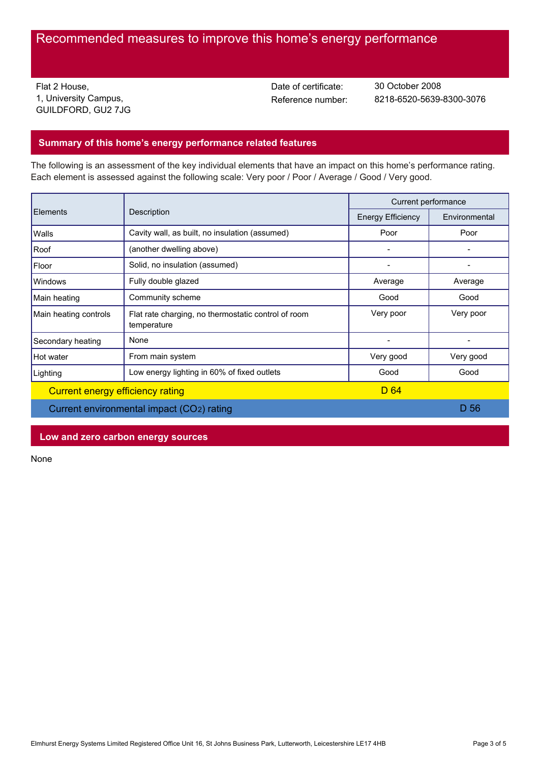# Recommended measures to improve this home's energy performance

Flat 2 House,
1, University Campus,
GUILDFORD, GU2 7JG

Date of certificate: 30 October 2008
Reference number: 8218-6520-5639-8300-3076

## Summary of this home's energy performance related features

The following is an assessment of the key individual elements that have an impact on this home's performance rating. Each element is assessed against the following scale: Very poor / Poor / Average / Good / Very good.

| Elements | Description | Current performance | |
|---|---|---|---|
| | | Energy Efficiency | Environmental |
| Walls | Cavity wall, as built, no insulation (assumed) | Poor | Poor |
| Roof | (another dwelling above) | - | - |
| Floor | Solid, no insulation (assumed) | - | - |
| Windows | Fully double glazed | Average | Average |
| Main heating | Community scheme | Good | Good |
| Main heating controls | Flat rate charging, no thermostatic control of room temperature | Very poor | Very poor |
| Secondary heating | None | - | - |
| Hot water | From main system | Very good | Very good |
| Lighting | Low energy lighting in 60% of fixed outlets | Good | Good |
| Current energy efficiency rating | | D 64 | |
| Current environmental impact ($CO_2$) rating | | | D 56 |

## Low and zero carbon energy sources

None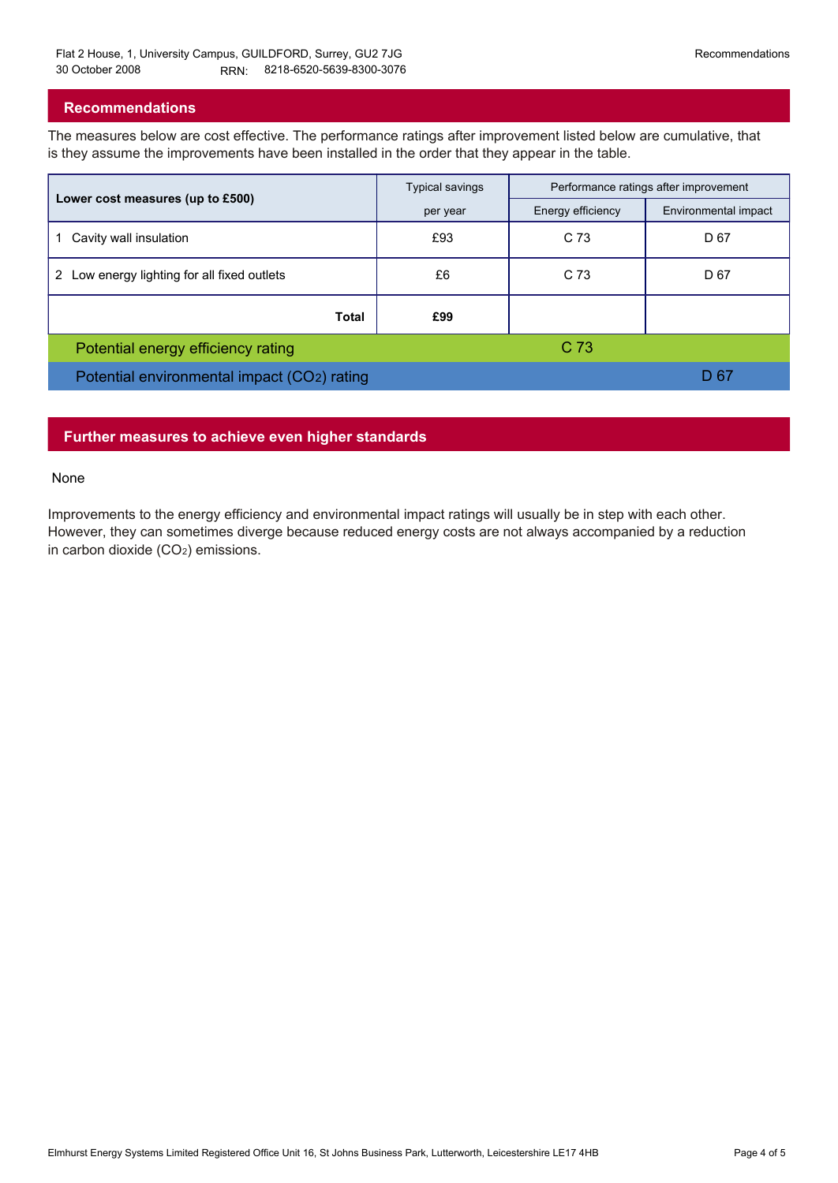## Recommendations

The measures below are cost effective. The performance ratings after improvement listed below are cumulative, that is they assume the improvements have been installed in the order that they appear in the table.

| Lower cost measures (up to £500) | Typical savings per year | Performance ratings after improvement | |
|---|---|---|---|
| | | Energy efficiency | Environmental impact |
| 1 Cavity wall insulation | £93 | C 73 | D 67 |
| 2 Low energy lighting for all fixed outlets | £6 | C 73 | D 67 |
| **Total** | **£99** | | |
| Potential energy efficiency rating | | C 73 | |
| Potential environmental impact ($CO_2$) rating | | | D 67 |

## Further measures to achieve even higher standards

None

Improvements to the energy efficiency and environmental impact ratings will usually be in step with each other. However, they can sometimes diverge because reduced energy costs are not always accompanied by a reduction in carbon dioxide ($CO_2$) emissions.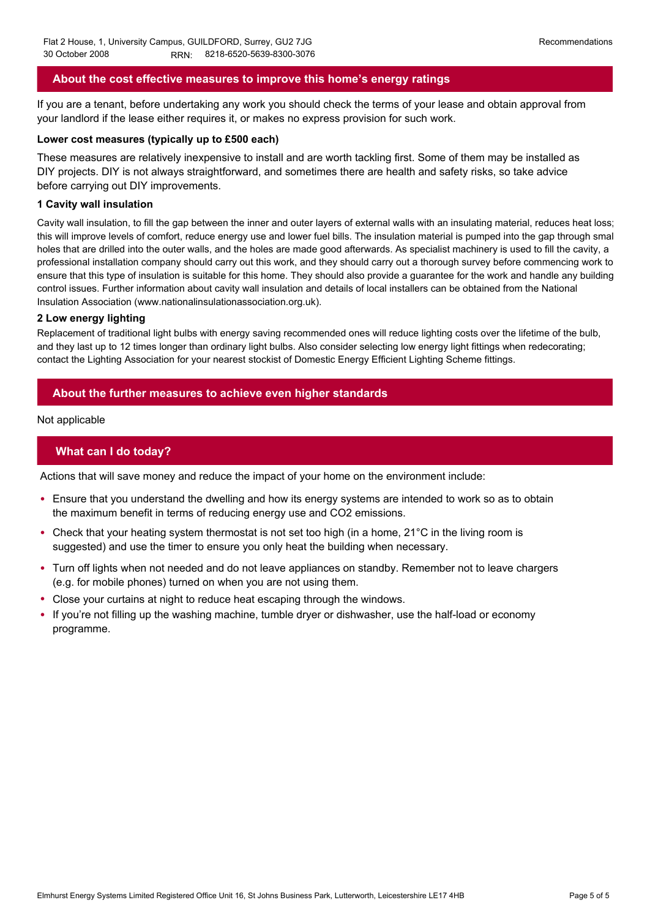## About the cost effective measures to improve this home's energy ratings

If you are a tenant, before undertaking any work you should check the terms of your lease and obtain approval from your landlord if the lease either requires it, or makes no express provision for such work.

**Lower cost measures (typically up to £500 each)**

These measures are relatively inexpensive to install and are worth tackling first. Some of them may be installed as DIY projects. DIY is not always straightforward, and sometimes there are health and safety risks, so take advice before carrying out DIY improvements.

**1 Cavity wall insulation**

Cavity wall insulation, to fill the gap between the inner and outer layers of external walls with an insulating material, reduces heat loss; this will improve levels of comfort, reduce energy use and lower fuel bills. The insulation material is pumped into the gap through smal holes that are drilled into the outer walls, and the holes are made good afterwards. As specialist machinery is used to fill the cavity, a professional installation company should carry out this work, and they should carry out a thorough survey before commencing work to ensure that this type of insulation is suitable for this home. They should also provide a guarantee for the work and handle any building control issues. Further information about cavity wall insulation and details of local installers can be obtained from the National Insulation Association (www.nationalinsulationassociation.org.uk).

**2 Low energy lighting**

Replacement of traditional light bulbs with energy saving recommended ones will reduce lighting costs over the lifetime of the bulb, and they last up to 12 times longer than ordinary light bulbs. Also consider selecting low energy light fittings when redecorating; contact the Lighting Association for your nearest stockist of Domestic Energy Efficient Lighting Scheme fittings.

## About the further measures to achieve even higher standards

Not applicable

## What can I do today?

Actions that will save money and reduce the impact of your home on the environment include:

- Ensure that you understand the dwelling and how its energy systems are intended to work so as to obtain the maximum benefit in terms of reducing energy use and $CO_2$ emissions.
- Check that your heating system thermostat is not set too high (in a home, 21°C in the living room is suggested) and use the timer to ensure you only heat the building when necessary.
- Turn off lights when not needed and do not leave appliances on standby. Remember not to leave chargers (e.g. for mobile phones) turned on when you are not using them.
- Close your curtains at night to reduce heat escaping through the windows.
- If you're not filling up the washing machine, tumble dryer or dishwasher, use the half-load or economy programme.